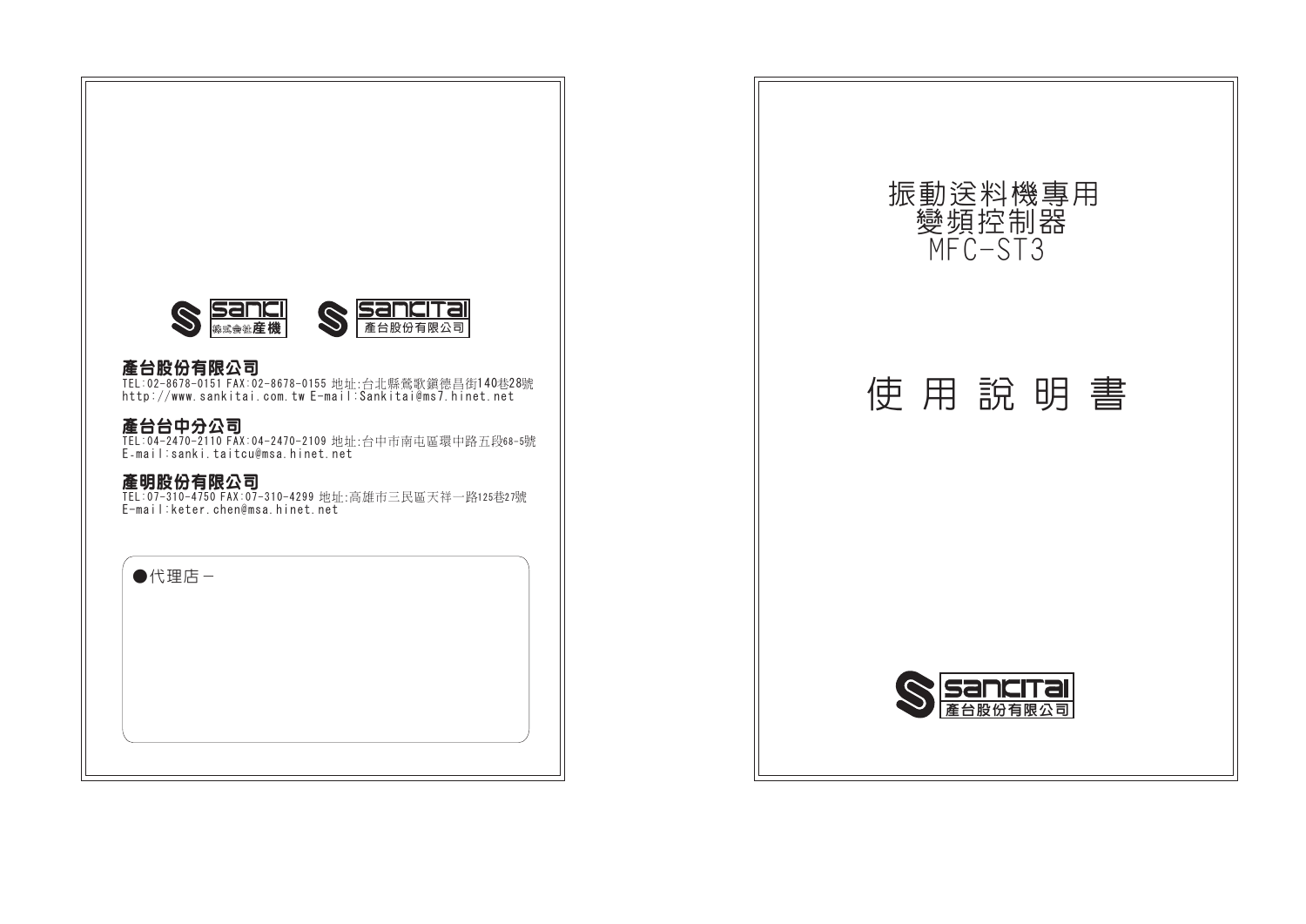sanki 株式会社産機

sankitai 產台股份有限公司

**產台股份有限公司**
TEL:02-8678-0151 FAX:02-8678-0155 地址:台北縣鶯歌鎮德昌街140巷28號
http://www.sankitai.com.tw E-mail:Sankitai@ms7.hinet.net

**產台台中分公司**
TEL:04-2470-2110 FAX:04-2470-2109 地址:台中市南屯區環中路五段68-5號
E-mail:sanki.taitcu@msa.hinet.net

**產明股份有限公司**
TEL:07-310-4750 FAX:07-310-4299 地址:高雄市三民區天祥一路125巷27號
E-mail:keter.chen@msa.hinet.net

●代理店－

# 振動送料機專用
# 變頻控制器
# MFC-ST3

# 使 用 說 明 書

sankitai 產台股份有限公司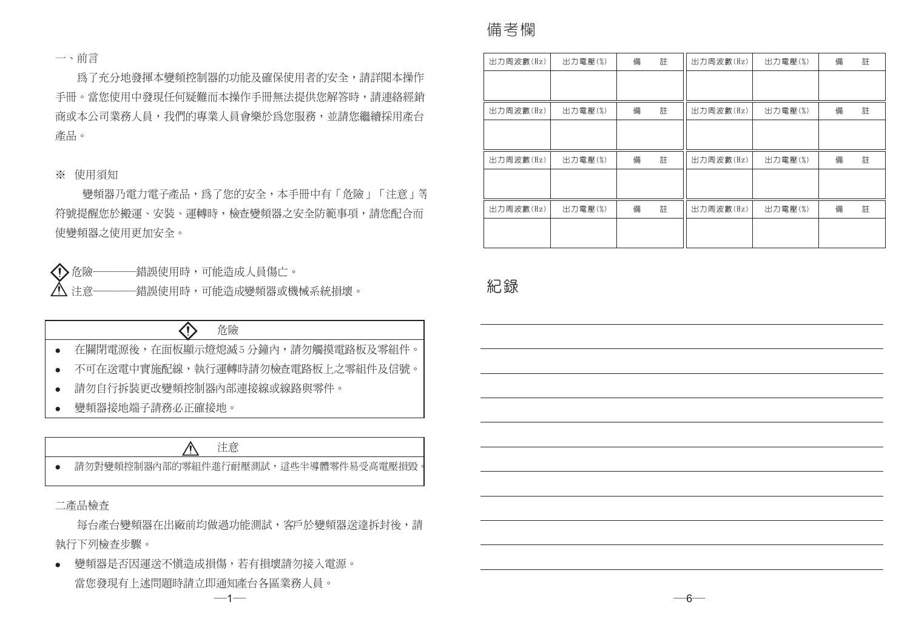## 一、前言

為了充分地發揮本變頻控制器的功能及確保使用者的安全，請詳閱本操作手冊。當您使用中發現任何疑難而本操作手冊無法提供您解答時，請連絡經銷商或本公司業務人員，我們的專業人員會樂於爲您服務，並請您繼續採用產台產品。

※ 使用須知

變頻器乃電力電子產品，爲了您的安全，本手冊中有「危險」「注意」等符號提醒您於搬運、安裝、運轉時，檢查變頻器之安全防範事項，請您配合而使變頻器之使用更加安全。

危險————錯誤使用時，可能造成人員傷亡。

注意————錯誤使用時，可能造成變頻器或機械系統損壞。

**危險**

- 在關閉電源後，在面板顯示燈熄滅5分鐘內，請勿觸摸電路板及零組件。
- 不可在送電中實施配線，執行運轉時請勿檢查電路板上之零組件及信號。
- 請勿自行拆裝更改變頻控制器內部連接線或線路與零件。
- 變頻器接地端子請務必正確接地。

**注意**

- 請勿對變頻控制器內部的零組件進行耐壓測試，這些半導體零件易受高電壓損毀。

## 二產品檢查

每台產台變頻器在出廠前均做過功能測試，客戶於變頻器送達拆封後，請執行下列檢查步驟。

- 變頻器是否因運送不慎造成損傷，若有損壞請勿接入電源。

  當您發現有上述問題時請立即通知產台各區業務人員。

## 備考欄

| 出力周波數(Hz) | 出力電壓(%) | 備　註 | 出力周波數(Hz) | 出力電壓(%) | 備　註 |
|---|---|---|---|---|---|
| | | | | | |
| 出力周波數(Hz) | 出力電壓(%) | 備　註 | 出力周波數(Hz) | 出力電壓(%) | 備　註 |
| | | | | | |
| 出力周波數(Hz) | 出力電壓(%) | 備　註 | 出力周波數(Hz) | 出力電壓(%) | 備　註 |
| | | | | | |
| 出力周波數(Hz) | 出力電壓(%) | 備　註 | 出力周波數(Hz) | 出力電壓(%) | 備　註 |
| | | | | | |

## 紀錄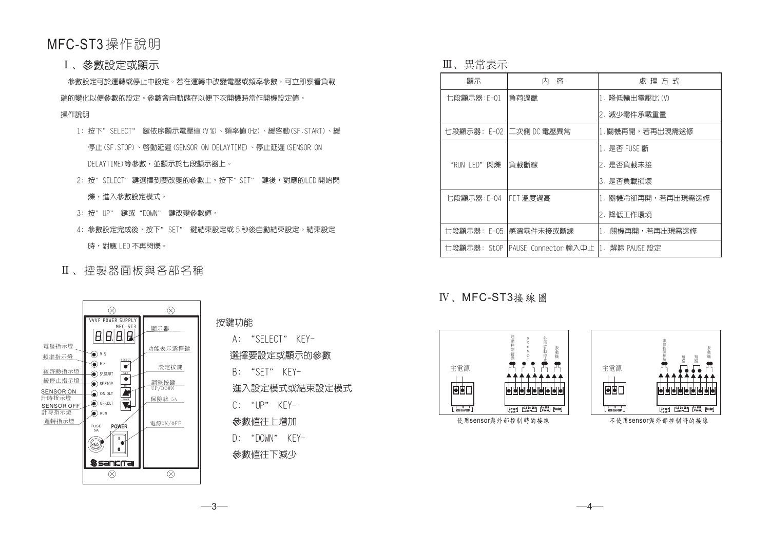# MFC-ST3 操作說明

## Ⅰ、參數設定或顯示

參數設定可於運轉或停止中設定。若在運轉中改變電壓或頻率參數，可立即察看負載端的變化以便參數的設定。參數會自動儲存以便下次開機時當作開機設定值。

操作說明

1: 按下" SELECT" 鍵依序顯示電壓值(V%)、頻率值(Hz)、緩啓動(SF.START)、緩停止(SF.STOP)、啓動延遲(SENSOR ON DELAYTIME)、停止延遲(SENSOR ON DELAYTIME)等參數，並顯示於七段顯示器上。

2: 按" SELECT" 鍵選擇到要改變的參數上，按下" SET" 鍵後，對應的LED 開始閃爍，進入參數設定模式。

3: 按" UP" 鍵或"DOWN" 鍵改變參數值。

4: 參數設定完成後，按下" SET" 鍵結束設定或 5 秒後自動結束設定。結束設定時，對應 LED 不再閃爍。

## Ⅱ、控制器面板與各部名稱

VVVF POWER SUPPLY MFC-ST3

電壓指示燈 V%
頻率指示燈 Hz
緩啓動指示燈 SF.START
緩停止指示燈 SF.STOP
SENSOR ON 計時指示燈 ON.DLT
SENSOR OFF 計時指示燈 OFF.DLT
運轉指示燈 RUN
顯示器
功能表示選擇鍵 SELECT
設定按鍵 SET
調整按鍵 UP/DOWN
保險絲 5A (FUSE 5A)
電源ON/OFF (POWER)

按鍵功能

A: "SELECT" KEY-
選擇要設定或顯示的參數

B: "SET" KEY-
進入設定模式或結束設定模式

C: "UP" KEY-
參數值往上增加

D: "DOWN" KEY-
參數值往下減少

## Ⅲ、異常表示

| 顯示 | 內　容 | 處 理 方 式 |
|---|---|---|
| 七段顯示器:E-01 | 負荷過載 | 1. 降低輸出電壓比(V)<br>2. 減少零件承載重量 |
| 七段顯示器: E-02 | 二次側 DC 電壓異常 | 1.關機再開，若再出現需送修 |
| "RUN LED" 閃爍 | 負載斷線 | 1. 是否 FUSE 斷<br>2. 是否負載未接<br>3. 是否負載損壞 |
| 七段顯示器:E-04 | FET 溫度過高 | 1. 關機冷卻再開，若再出現需送修<br>2. 降低工作環境 |
| 七段顯示器: E-05 | 感溫零件未接或斷線 | 1. 關機再開，若再出現需送修 |
| 七段顯示器: StOP | PAUSE Connector 輸入中止 | 1. 解除 PAUSE 設定 |

## Ⅳ、MFC-ST3接線圖

主電源　連動控制接點　sensor　外部啓動停止　振動機

使用sensor與外部控制時的接線

主電源　連動控制接點　短路　短路　振動機

不使用sensor與外部控制時的接線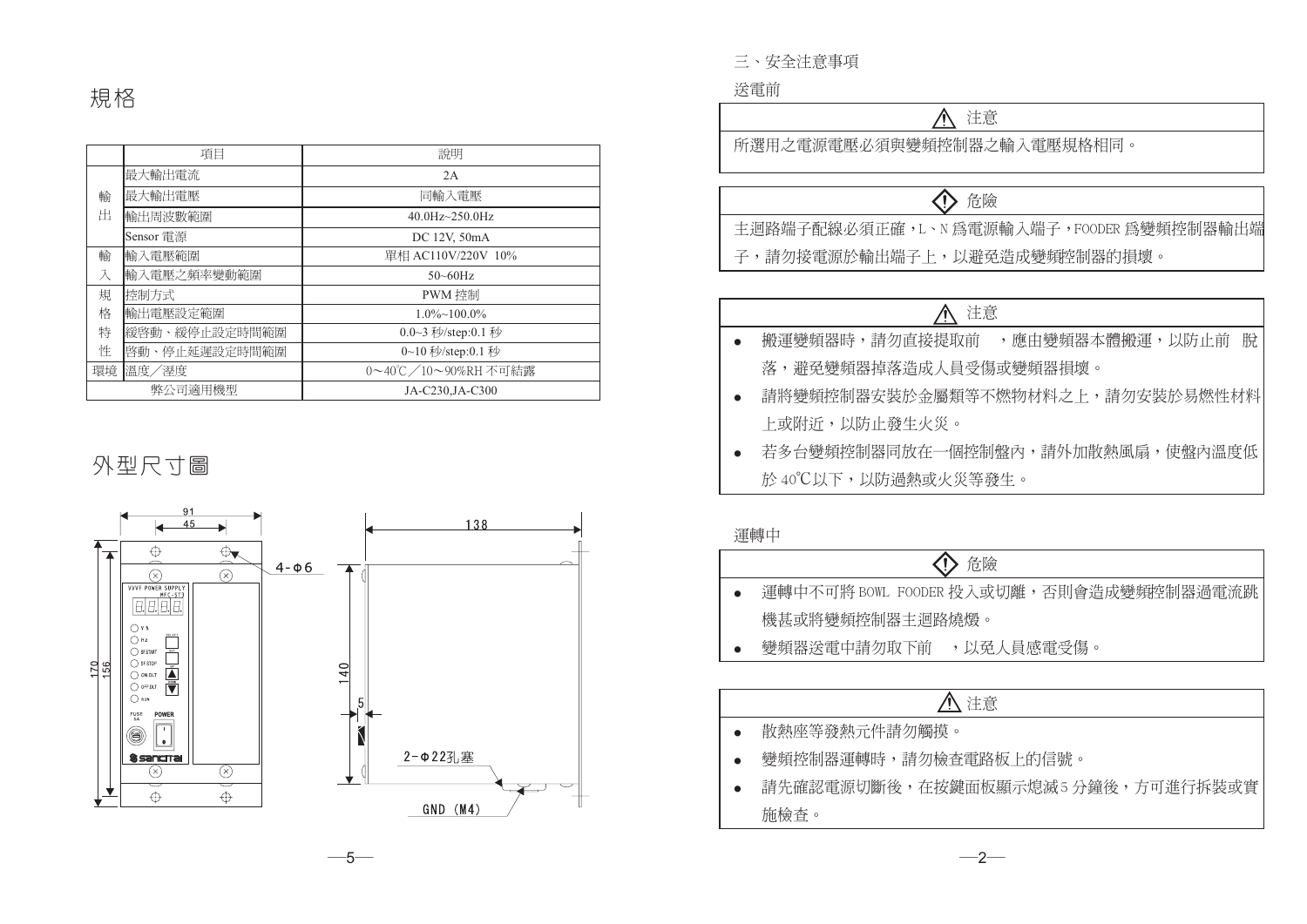## 規格

| | 項目 | 說明 |
|---|---|---|
| 輸出 | 最大輸出電流 | 2A |
| | 最大輸出電壓 | 同輸入電壓 |
| | 輸出周波數範圍 | 40.0Hz~250.0Hz |
| | Sensor 電源 | DC 12V, 50mA |
| 輸入 | 輸入電壓範圍 | 單相 AC110V/220V 10% |
| | 輸入電壓之頻率變動範圍 | 50~60Hz |
| 規格特性 | 控制方式 | PWM 控制 |
| | 輸出電壓設定範圍 | 1.0%~100.0% |
| | 緩啓動、緩停止設定時間範圍 | 0.0~3 秒/step:0.1 秒 |
| | 啓動、停止延遲設定時間範圍 | 0~10 秒/step:0.1 秒 |
| 環境 | 溫度／溼度 | 0～40℃／10～90%RH 不可結露 |
| 弊公司適用機型 | | JA-C230,JA-C300 |

## 外型尺寸圖

91
45
4-Φ6
138
170
156
140
5
2-Φ22孔塞
GND (M4)

## 三、安全注意事項

送電前

**⚠ 注意**

所選用之電源電壓必須與變頻控制器之輸入電壓規格相同。

**⚠ 危險**

主迴路端子配線必須正確，L、N 爲電源輸入端子，FOODER 爲變頻控制器輸出端子，請勿接電源於輸出端子上，以避免造成變頻控制器的損壞。

**⚠ 注意**

- 搬運變頻器時，請勿直接提取前　，應由變頻器本體搬運，以防止前　脫落，避免變頻器掉落造成人員受傷或變頻器損壞。
- 請將變頻控制器安裝於金屬類等不燃物材料之上，請勿安裝於易燃性材料上或附近，以防止發生火災。
- 若多台變頻控制器同放在一個控制盤內，請外加散熱風扇，使盤內溫度低於 40℃以下，以防過熱或火災等發生。

運轉中

**⚠ 危險**

- 運轉中不可將 BOWL FOODER 投入或切離，否則會造成變頻控制器過電流跳機甚或將變頻控制器主迴路燒燬。
- 變頻器送電中請勿取下前　，以免人員感電受傷。

**⚠ 注意**

- 散熱座等發熱元件請勿觸摸。
- 變頻控制器運轉時，請勿檢查電路板上的信號。
- 請先確認電源切斷後，在按鍵面板顯示熄滅 5 分鐘後，方可進行拆裝或實施檢查。